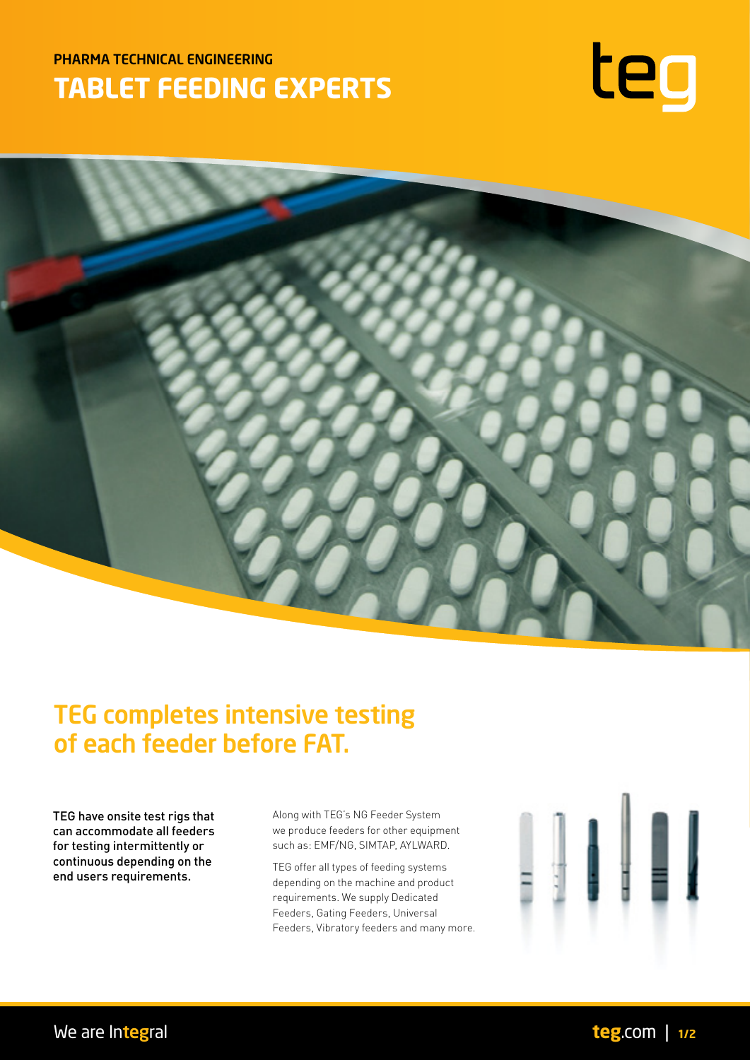## PHARMA TECHNICAL ENGINEERING

# TABLET FEEDING EXPERTS

teg

## TEG completes intensive testing of each feeder before FAT.

**TEG have onsite test rigs that can accommodate all feeders for testing intermittently or continuous depending on the end users requirements.**

Along with TEG's NG Feeder System we produce feeders for other equipment such as: EMF/NG, SIMTAP, AYLWARD.

TEG offer all types of feeding systems depending on the machine and product requirements. We supply Dedicated Feeders, Gating Feeders, Universal Feeders, Vibratory feeders and many more.

We are Integral

teg.com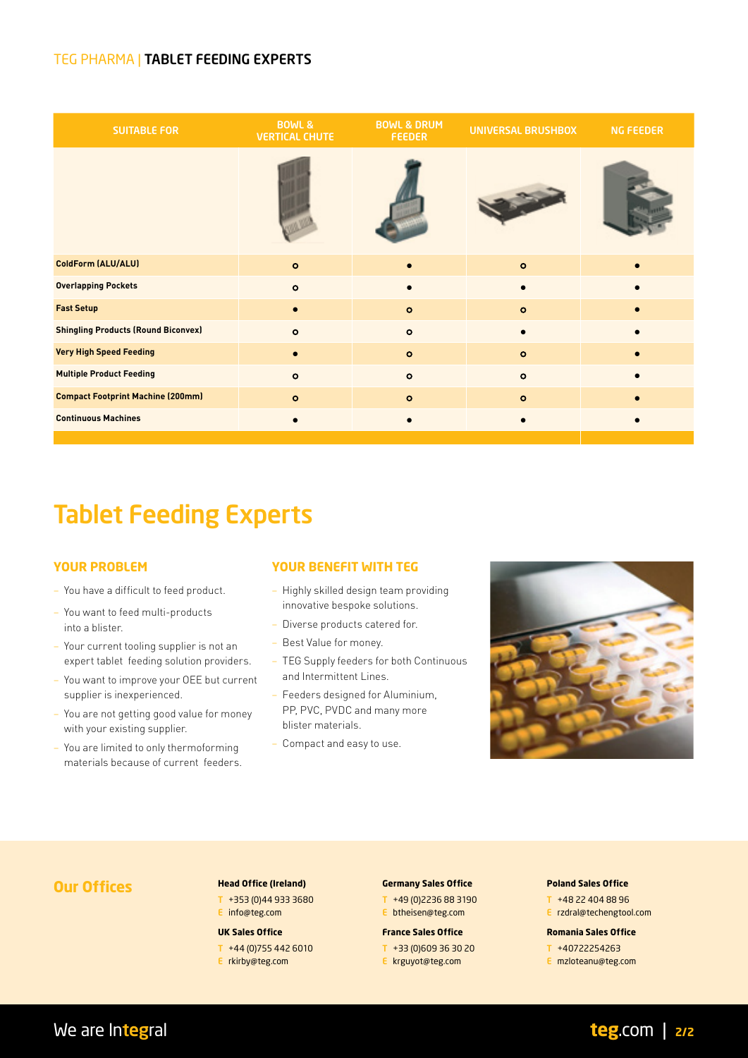| SUITABLE FOR | BOWL & VERTICAL CHUTE | BOWL & DRUM FEEDER | UNIVERSAL BRUSHBOX | NG FEEDER |
| --- | --- | --- | --- | --- |
| **ColdForm (ALU/ALU)** | o | ● | o | ● |
| **Overlapping Pockets** | o | ● | ● | ● |
| **Fast Setup** | ● | o | o | ● |
| **Shingling Products (Round Biconvex)** | o | o | ● | ● |
| **Very High Speed Feeding** | ● | o | o | ● |
| **Multiple Product Feeding** | o | o | o | ● |
| **Compact Footprint Machine (200mm)** | o | o | o | ● |
| **Continuous Machines** | ● | ● | ● | ● |

# Tablet Feeding Experts

## YOUR PROBLEM

- You have a difficult to feed product.
- You want to feed multi-products into a blister.
- Your current tooling supplier is not an expert tablet feeding solution providers.
- You want to improve your OEE but current supplier is inexperienced.
- You are not getting good value for money with your existing supplier.
- You are limited to only thermoforming materials because of current feeders.

## YOUR BENEFIT WITH TEG

- Highly skilled design team providing innovative bespoke solutions.
- Diverse products catered for.
- Best Value for money.
- TEG Supply feeders for both Continuous and Intermittent Lines.
- Feeders designed for Aluminium, PP, PVC, PVDC and many more blister materials.
- Compact and easy to use.

## Our Offices

**Head Office (Ireland)**
T +353 (0)44 933 3680
E info@teg.com

**UK Sales Office**
T +44 (0)755 442 6010
E rkirby@teg.com

**Germany Sales Office**
T +49 (0)2236 88 3190
E btheisen@teg.com

**France Sales Office**
T +33 (0)609 36 30 20
E krguyot@teg.com

**Poland Sales Office**
T +48 22 404 88 96
E rzdral@techengtool.com

**Romania Sales Office**
T +40722254263
E mzloteanu@teg.com

We are Integral

teg.com